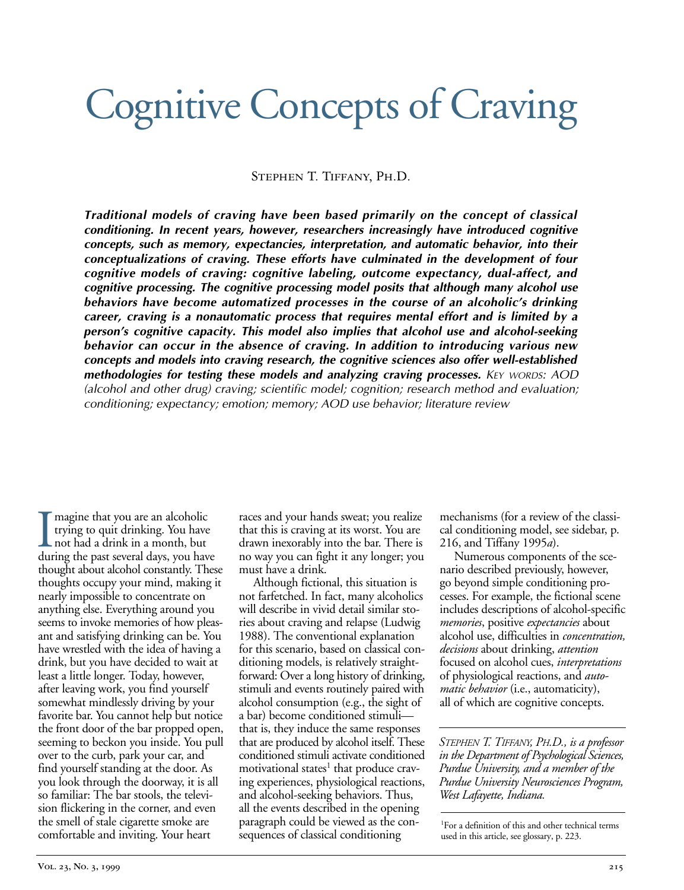# Cognitive Concepts of Craving

Stephen T. Tiffany, Ph.D.

***Traditional models of craving have been based primarily on the concept of classical conditioning. In recent years, however, researchers increasingly have introduced cognitive concepts, such as memory, expectancies, interpretation, and automatic behavior, into their conceptualizations of craving. These efforts have culminated in the development of four cognitive models of craving: cognitive labeling, outcome expectancy, dual-affect, and cognitive processing. The cognitive processing model posits that although many alcohol use behaviors have become automatized processes in the course of an alcoholic's drinking career, craving is a nonautomatic process that requires mental effort and is limited by a person's cognitive capacity. This model also implies that alcohol use and alcohol-seeking behavior can occur in the absence of craving. In addition to introducing various new concepts and models into craving research, the cognitive sciences also offer well-established methodologies for testing these models and analyzing craving processes.*** *Key words: AOD (alcohol and other drug) craving; scientific model; cognition; research method and evaluation; conditioning; expectancy; emotion; memory; AOD use behavior; literature review*

Imagine that you are an alcoholic trying to quit drinking. You have not had a drink in a month, but during the past several days, you have thought about alcohol constantly. These thoughts occupy your mind, making it nearly impossible to concentrate on anything else. Everything around you seems to invoke memories of how pleasant and satisfying drinking can be. You have wrestled with the idea of having a drink, but you have decided to wait at least a little longer. Today, however, after leaving work, you find yourself somewhat mindlessly driving by your favorite bar. You cannot help but notice the front door of the bar propped open, seeming to beckon you inside. You pull over to the curb, park your car, and find yourself standing at the door. As you look through the doorway, it is all so familiar: The bar stools, the television flickering in the corner, and even the smell of stale cigarette smoke are comfortable and inviting. Your heart races and your hands sweat; you realize that this is craving at its worst. You are drawn inexorably into the bar. There is no way you can fight it any longer; you must have a drink.

Although fictional, this situation is not farfetched. In fact, many alcoholics will describe in vivid detail similar stories about craving and relapse (Ludwig 1988). The conventional explanation for this scenario, based on classical conditioning models, is relatively straightforward: Over a long history of drinking, stimuli and events routinely paired with alcohol consumption (e.g., the sight of a bar) become conditioned stimuli—that is, they induce the same responses that are produced by alcohol itself. These conditioned stimuli activate conditioned motivational states[1] that produce craving experiences, physiological reactions, and alcohol-seeking behaviors. Thus, all the events described in the opening paragraph could be viewed as the consequences of classical conditioning mechanisms (for a review of the classical conditioning model, see sidebar, p. 216, and Tiffany 1995*a*).

Numerous components of the scenario described previously, however, go beyond simple conditioning processes. For example, the fictional scene includes descriptions of alcohol-specific *memories*, positive *expectancies* about alcohol use, difficulties in *concentration, decisions* about drinking, *attention* focused on alcohol cues, *interpretations* of physiological reactions, and *automatic behavior* (i.e., automaticity), all of which are cognitive concepts.

*Stephen T. Tiffany, Ph.D., is a professor in the Department of Psychological Sciences, Purdue University, and a member of the Purdue University Neurosciences Program, West Lafayette, Indiana.*

[1] For a definition of this and other technical terms used in this article, see glossary, p. 223.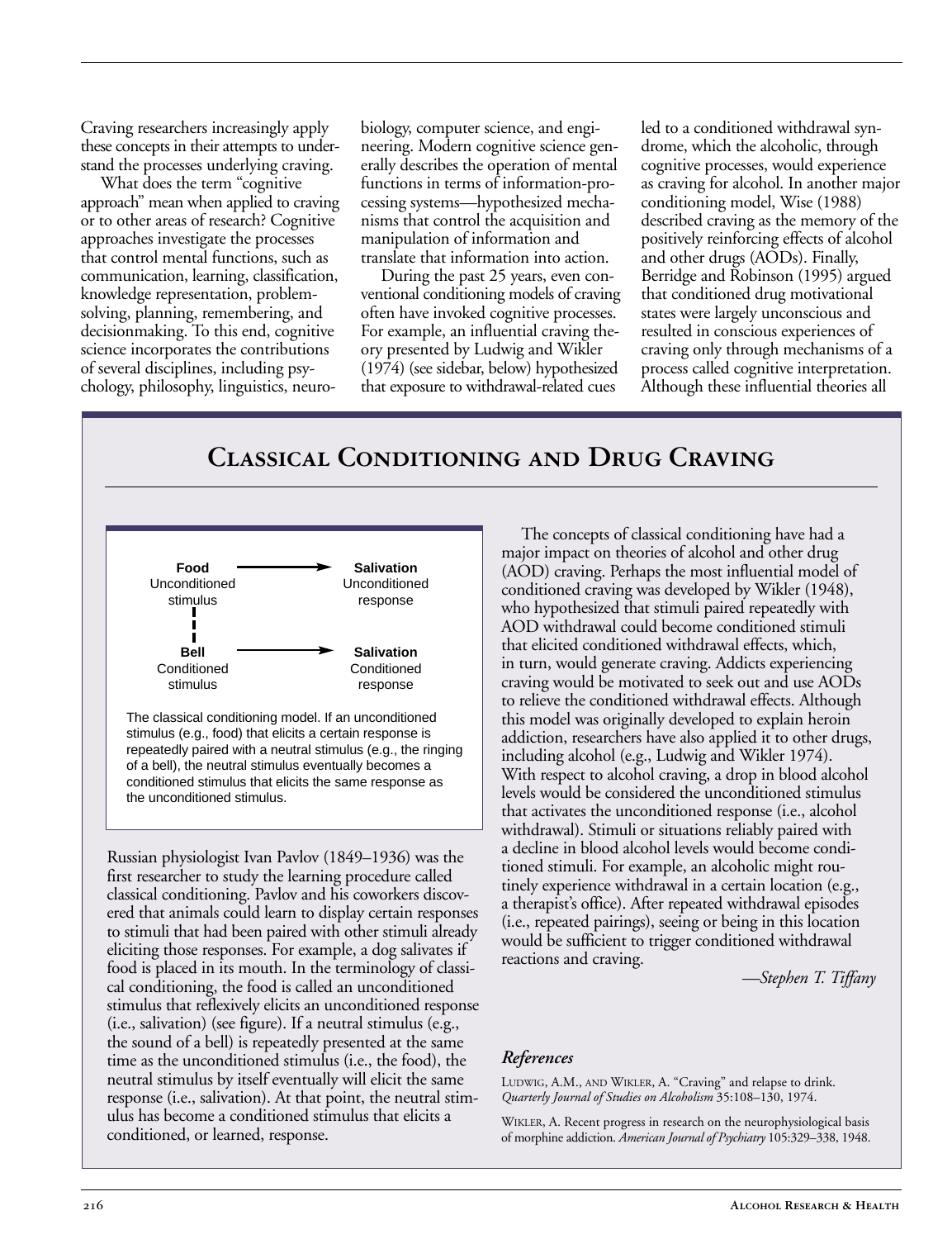Craving researchers increasingly apply these concepts in their attempts to understand the processes underlying craving.

What does the term "cognitive approach" mean when applied to craving or to other areas of research? Cognitive approaches investigate the processes that control mental functions, such as communication, learning, classification, knowledge representation, problem-solving, planning, remembering, and decisionmaking. To this end, cognitive science incorporates the contributions of several disciplines, including psychology, philosophy, linguistics, neurobiology, computer science, and engineering. Modern cognitive science generally describes the operation of mental functions in terms of information-processing systems—hypothesized mechanisms that control the acquisition and manipulation of information and translate that information into action.

During the past 25 years, even conventional conditioning models of craving often have invoked cognitive processes. For example, an influential craving theory presented by Ludwig and Wikler (1974) (see sidebar, below) hypothesized that exposure to withdrawal-related cues led to a conditioned withdrawal syndrome, which the alcoholic, through cognitive processes, would experience as craving for alcohol. In another major conditioning model, Wise (1988) described craving as the memory of the positively reinforcing effects of alcohol and other drugs (AODs). Finally, Berridge and Robinson (1995) argued that conditioned drug motivational states were largely unconscious and resulted in conscious experiences of craving only through mechanisms of a process called cognitive interpretation. Although these influential theories all

## Classical Conditioning and Drug Craving

| | | |
|---|---|---|
| **Food** Unconditioned stimulus | → | **Salivation** Unconditioned response |
| **Bell** Conditioned stimulus | → | **Salivation** Conditioned response |

The classical conditioning model. If an unconditioned stimulus (e.g., food) that elicits a certain response is repeatedly paired with a neutral stimulus (e.g., the ringing of a bell), the neutral stimulus eventually becomes a conditioned stimulus that elicits the same response as the unconditioned stimulus.

Russian physiologist Ivan Pavlov (1849–1936) was the first researcher to study the learning procedure called classical conditioning. Pavlov and his coworkers discovered that animals could learn to display certain responses to stimuli that had been paired with other stimuli already eliciting those responses. For example, a dog salivates if food is placed in its mouth. In the terminology of classical conditioning, the food is called an unconditioned stimulus that reflexively elicits an unconditioned response (i.e., salivation) (see figure). If a neutral stimulus (e.g., the sound of a bell) is repeatedly presented at the same time as the unconditioned stimulus (i.e., the food), the neutral stimulus by itself eventually will elicit the same response (i.e., salivation). At that point, the neutral stimulus has become a conditioned stimulus that elicits a conditioned, or learned, response.

The concepts of classical conditioning have had a major impact on theories of alcohol and other drug (AOD) craving. Perhaps the most influential model of conditioned craving was developed by Wikler (1948), who hypothesized that stimuli paired repeatedly with AOD withdrawal could become conditioned stimuli that elicited conditioned withdrawal effects, which, in turn, would generate craving. Addicts experiencing craving would be motivated to seek out and use AODs to relieve the conditioned withdrawal effects. Although this model was originally developed to explain heroin addiction, researchers have also applied it to other drugs, including alcohol (e.g., Ludwig and Wikler 1974). With respect to alcohol craving, a drop in blood alcohol levels would be considered the unconditioned stimulus that activates the unconditioned response (i.e., alcohol withdrawal). Stimuli or situations reliably paired with a decline in blood alcohol levels would become conditioned stimuli. For example, an alcoholic might routinely experience withdrawal in a certain location (e.g., a therapist's office). After repeated withdrawal episodes (i.e., repeated pairings), seeing or being in this location would be sufficient to trigger conditioned withdrawal reactions and craving.

*—Stephen T. Tiffany*

### *References*

Ludwig, A.M., and Wikler, A. "Craving" and relapse to drink. *Quarterly Journal of Studies on Alcoholism* 35:108–130, 1974.

Wikler, A. Recent progress in research on the neurophysiological basis of morphine addiction. *American Journal of Psychiatry* 105:329–338, 1948.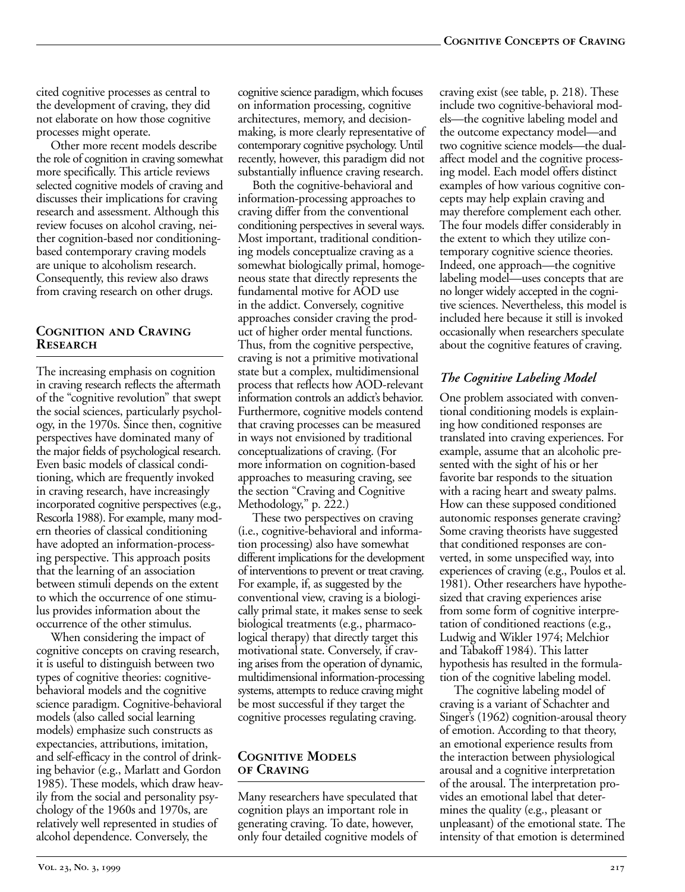cited cognitive processes as central to the development of craving, they did not elaborate on how those cognitive processes might operate.

Other more recent models describe the role of cognition in craving somewhat more specifically. This article reviews selected cognitive models of craving and discusses their implications for craving research and assessment. Although this review focuses on alcohol craving, neither cognition-based nor conditioning-based contemporary craving models are unique to alcoholism research. Consequently, this review also draws from craving research on other drugs.

## Cognition and Craving Research

The increasing emphasis on cognition in craving research reflects the aftermath of the "cognitive revolution" that swept the social sciences, particularly psychology, in the 1970s. Since then, cognitive perspectives have dominated many of the major fields of psychological research. Even basic models of classical conditioning, which are frequently invoked in craving research, have increasingly incorporated cognitive perspectives (e.g., Rescorla 1988). For example, many modern theories of classical conditioning have adopted an information-processing perspective. This approach posits that the learning of an association between stimuli depends on the extent to which the occurrence of one stimulus provides information about the occurrence of the other stimulus.

When considering the impact of cognitive concepts on craving research, it is useful to distinguish between two types of cognitive theories: cognitive-behavioral models and the cognitive science paradigm. Cognitive-behavioral models (also called social learning models) emphasize such constructs as expectancies, attributions, imitation, and self-efficacy in the control of drinking behavior (e.g., Marlatt and Gordon 1985). These models, which draw heavily from the social and personality psychology of the 1960s and 1970s, are relatively well represented in studies of alcohol dependence. Conversely, the cognitive science paradigm, which focuses on information processing, cognitive architectures, memory, and decision-making, is more clearly representative of contemporary cognitive psychology. Until recently, however, this paradigm did not substantially influence craving research.

Both the cognitive-behavioral and information-processing approaches to craving differ from the conventional conditioning perspectives in several ways. Most important, traditional conditioning models conceptualize craving as a somewhat biologically primal, homogeneous state that directly represents the fundamental motive for AOD use in the addict. Conversely, cognitive approaches consider craving the product of higher order mental functions. Thus, from the cognitive perspective, craving is not a primitive motivational state but a complex, multidimensional process that reflects how AOD-relevant information controls an addict's behavior. Furthermore, cognitive models contend that craving processes can be measured in ways not envisioned by traditional conceptualizations of craving. (For more information on cognition-based approaches to measuring craving, see the section "Craving and Cognitive Methodology," p. 222.)

These two perspectives on craving (i.e., cognitive-behavioral and information processing) also have somewhat different implications for the development of interventions to prevent or treat craving. For example, if, as suggested by the conventional view, craving is a biologically primal state, it makes sense to seek biological treatments (e.g., pharmacological therapy) that directly target this motivational state. Conversely, if craving arises from the operation of dynamic, multidimensional information-processing systems, attempts to reduce craving might be most successful if they target the cognitive processes regulating craving.

## Cognitive Models of Craving

Many researchers have speculated that cognition plays an important role in generating craving. To date, however, only four detailed cognitive models of craving exist (see table, p. 218). These include two cognitive-behavioral models—the cognitive labeling model and the outcome expectancy model—and two cognitive science models—the dual-affect model and the cognitive processing model. Each model offers distinct examples of how various cognitive concepts may help explain craving and may therefore complement each other. The four models differ considerably in the extent to which they utilize contemporary cognitive science theories. Indeed, one approach—the cognitive labeling model—uses concepts that are no longer widely accepted in the cognitive sciences. Nevertheless, this model is included here because it still is invoked occasionally when researchers speculate about the cognitive features of craving.

### *The Cognitive Labeling Model*

One problem associated with conventional conditioning models is explaining how conditioned responses are translated into craving experiences. For example, assume that an alcoholic presented with the sight of his or her favorite bar responds to the situation with a racing heart and sweaty palms. How can these supposed conditioned autonomic responses generate craving? Some craving theorists have suggested that conditioned responses are converted, in some unspecified way, into experiences of craving (e.g., Poulos et al. 1981). Other researchers have hypothesized that craving experiences arise from some form of cognitive interpretation of conditioned reactions (e.g., Ludwig and Wikler 1974; Melchior and Tabakoff 1984). This latter hypothesis has resulted in the formulation of the cognitive labeling model.

The cognitive labeling model of craving is a variant of Schachter and Singer's (1962) cognition-arousal theory of emotion. According to that theory, an emotional experience results from the interaction between physiological arousal and a cognitive interpretation of the arousal. The interpretation provides an emotional label that determines the quality (e.g., pleasant or unpleasant) of the emotional state. The intensity of that emotion is determined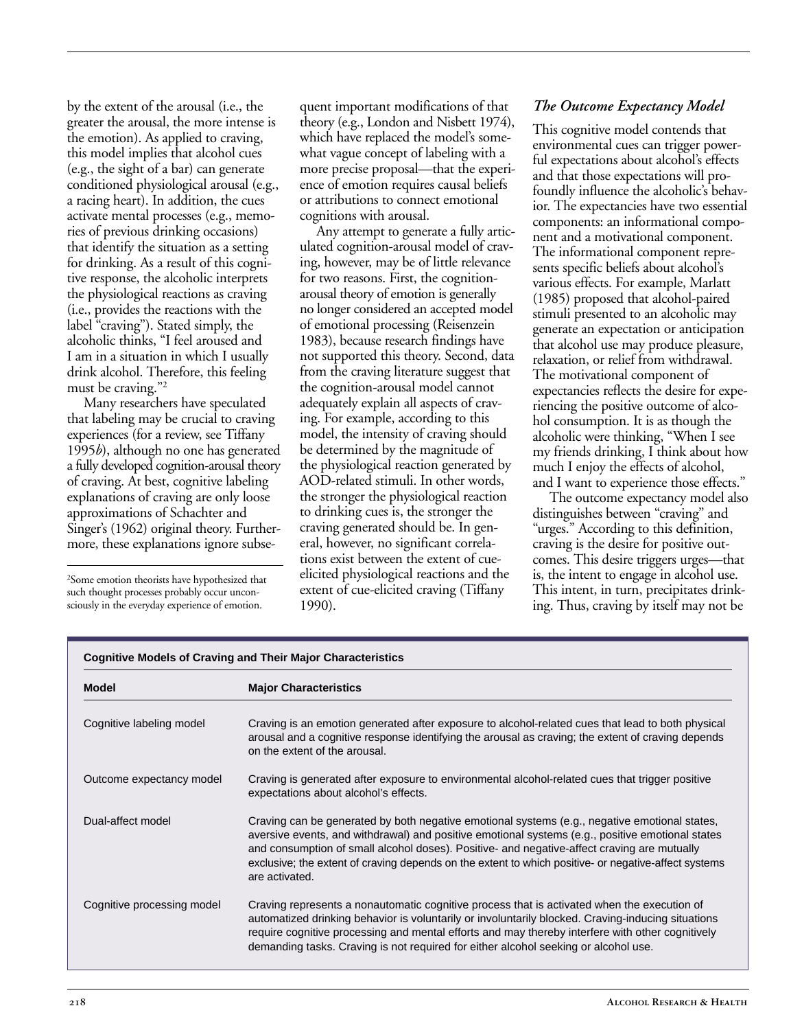by the extent of the arousal (i.e., the greater the arousal, the more intense is the emotion). As applied to craving, this model implies that alcohol cues (e.g., the sight of a bar) can generate conditioned physiological arousal (e.g., a racing heart). In addition, the cues activate mental processes (e.g., memories of previous drinking occasions) that identify the situation as a setting for drinking. As a result of this cognitive response, the alcoholic interprets the physiological reactions as craving (i.e., provides the reactions with the label "craving"). Stated simply, the alcoholic thinks, "I feel aroused and I am in a situation in which I usually drink alcohol. Therefore, this feeling must be craving."[2]

Many researchers have speculated that labeling may be crucial to craving experiences (for a review, see Tiffany 1995*b*), although no one has generated a fully developed cognition-arousal theory of craving. At best, cognitive labeling explanations of craving are only loose approximations of Schachter and Singer's (1962) original theory. Furthermore, these explanations ignore subsequent important modifications of that theory (e.g., London and Nisbett 1974), which have replaced the model's somewhat vague concept of labeling with a more precise proposal—that the experience of emotion requires causal beliefs or attributions to connect emotional cognitions with arousal.

Any attempt to generate a fully articulated cognition-arousal model of craving, however, may be of little relevance for two reasons. First, the cognition-arousal theory of emotion is generally no longer considered an accepted model of emotional processing (Reisenzein 1983), because research findings have not supported this theory. Second, data from the craving literature suggest that the cognition-arousal model cannot adequately explain all aspects of craving. For example, according to this model, the intensity of craving should be determined by the magnitude of the physiological reaction generated by AOD-related stimuli. In other words, the stronger the physiological reaction to drinking cues is, the stronger the craving generated should be. In general, however, no significant correlations exist between the extent of cue-elicited physiological reactions and the extent of cue-elicited craving (Tiffany 1990).

### *The Outcome Expectancy Model*

This cognitive model contends that environmental cues can trigger powerful expectations about alcohol's effects and that those expectations will profoundly influence the alcoholic's behavior. The expectancies have two essential components: an informational component and a motivational component. The informational component represents specific beliefs about alcohol's various effects. For example, Marlatt (1985) proposed that alcohol-paired stimuli presented to an alcoholic may generate an expectation or anticipation that alcohol use may produce pleasure, relaxation, or relief from withdrawal. The motivational component of expectancies reflects the desire for experiencing the positive outcome of alcohol consumption. It is as though the alcoholic were thinking, "When I see my friends drinking, I think about how much I enjoy the effects of alcohol, and I want to experience those effects."

The outcome expectancy model also distinguishes between "craving" and "urges." According to this definition, craving is the desire for positive outcomes. This desire triggers urges—that is, the intent to engage in alcohol use. This intent, in turn, precipitates drinking. Thus, craving by itself may not be

[2]Some emotion theorists have hypothesized that such thought processes probably occur unconsciously in the everyday experience of emotion.

**Cognitive Models of Craving and Their Major Characteristics**

| Model | Major Characteristics |
|---|---|
| Cognitive labeling model | Craving is an emotion generated after exposure to alcohol-related cues that lead to both physical arousal and a cognitive response identifying the arousal as craving; the extent of craving depends on the extent of the arousal. |
| Outcome expectancy model | Craving is generated after exposure to environmental alcohol-related cues that trigger positive expectations about alcohol's effects. |
| Dual-affect model | Craving can be generated by both negative emotional systems (e.g., negative emotional states, aversive events, and withdrawal) and positive emotional systems (e.g., positive emotional states and consumption of small alcohol doses). Positive- and negative-affect craving are mutually exclusive; the extent of craving depends on the extent to which positive- or negative-affect systems are activated. |
| Cognitive processing model | Craving represents a nonautomatic cognitive process that is activated when the execution of automatized drinking behavior is voluntarily or involuntarily blocked. Craving-inducing situations require cognitive processing and mental efforts and may thereby interfere with other cognitively demanding tasks. Craving is not required for either alcohol seeking or alcohol use. |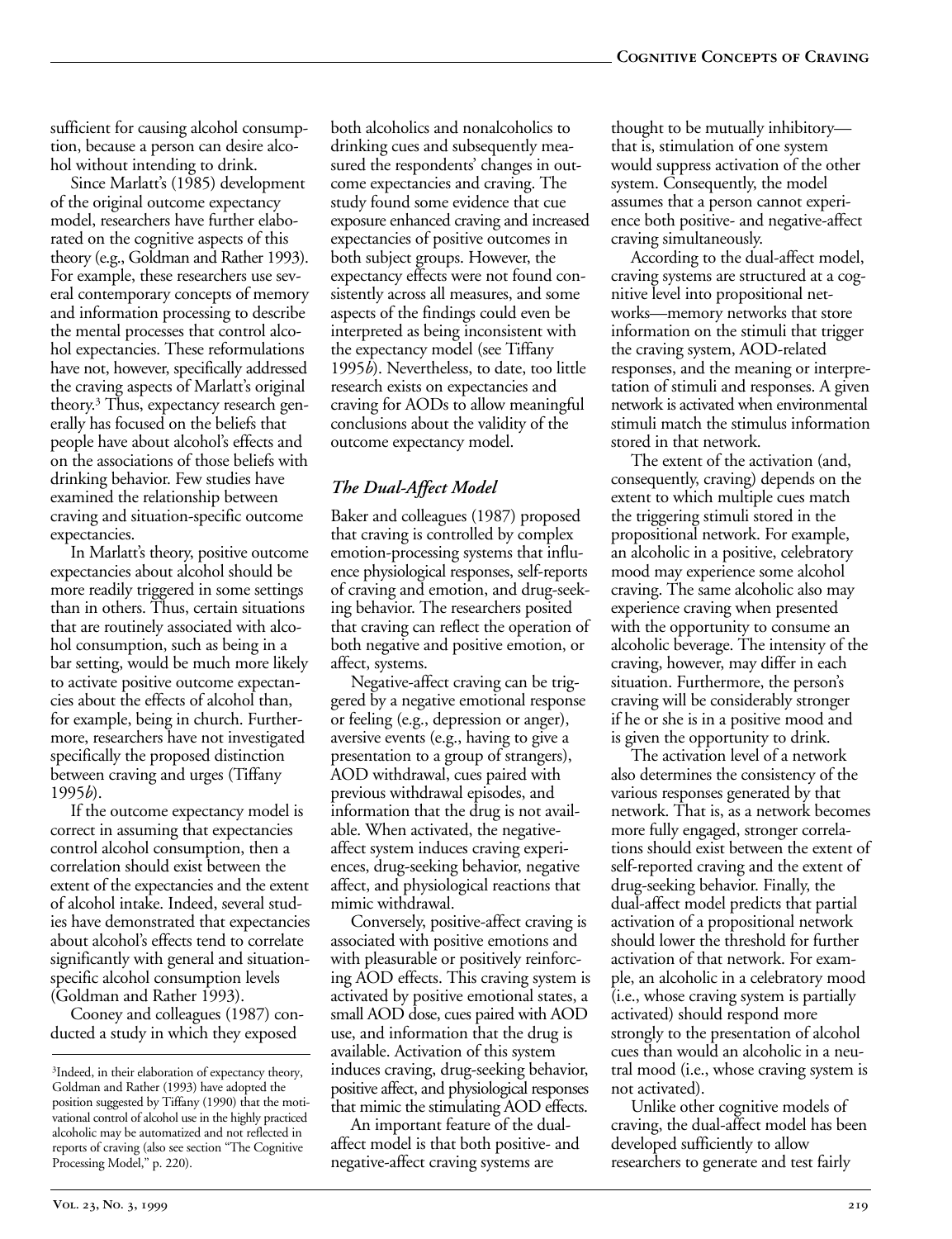sufficient for causing alcohol consumption, because a person can desire alcohol without intending to drink.

Since Marlatt's (1985) development of the original outcome expectancy model, researchers have further elaborated on the cognitive aspects of this theory (e.g., Goldman and Rather 1993). For example, these researchers use several contemporary concepts of memory and information processing to describe the mental processes that control alcohol expectancies. These reformulations have not, however, specifically addressed the craving aspects of Marlatt's original theory.[3] Thus, expectancy research generally has focused on the beliefs that people have about alcohol's effects and on the associations of those beliefs with drinking behavior. Few studies have examined the relationship between craving and situation-specific outcome expectancies.

In Marlatt's theory, positive outcome expectancies about alcohol should be more readily triggered in some settings than in others. Thus, certain situations that are routinely associated with alcohol consumption, such as being in a bar setting, would be much more likely to activate positive outcome expectancies about the effects of alcohol than, for example, being in church. Furthermore, researchers have not investigated specifically the proposed distinction between craving and urges (Tiffany 1995*b*).

If the outcome expectancy model is correct in assuming that expectancies control alcohol consumption, then a correlation should exist between the extent of the expectancies and the extent of alcohol intake. Indeed, several studies have demonstrated that expectancies about alcohol's effects tend to correlate significantly with general and situation-specific alcohol consumption levels (Goldman and Rather 1993).

Cooney and colleagues (1987) conducted a study in which they exposed both alcoholics and nonalcoholics to drinking cues and subsequently measured the respondents' changes in outcome expectancies and craving. The study found some evidence that cue exposure enhanced craving and increased expectancies of positive outcomes in both subject groups. However, the expectancy effects were not found consistently across all measures, and some aspects of the findings could even be interpreted as being inconsistent with the expectancy model (see Tiffany 1995*b*). Nevertheless, to date, too little research exists on expectancies and craving for AODs to allow meaningful conclusions about the validity of the outcome expectancy model.

### *The Dual-Affect Model*

Baker and colleagues (1987) proposed that craving is controlled by complex emotion-processing systems that influence physiological responses, self-reports of craving and emotion, and drug-seeking behavior. The researchers posited that craving can reflect the operation of both negative and positive emotion, or affect, systems.

Negative-affect craving can be triggered by a negative emotional response or feeling (e.g., depression or anger), aversive events (e.g., having to give a presentation to a group of strangers), AOD withdrawal, cues paired with previous withdrawal episodes, and information that the drug is not available. When activated, the negative-affect system induces craving experiences, drug-seeking behavior, negative affect, and physiological reactions that mimic withdrawal.

Conversely, positive-affect craving is associated with positive emotions and with pleasurable or positively reinforcing AOD effects. This craving system is activated by positive emotional states, a small AOD dose, cues paired with AOD use, and information that the drug is available. Activation of this system induces craving, drug-seeking behavior, positive affect, and physiological responses that mimic the stimulating AOD effects.

An important feature of the dual-affect model is that both positive- and negative-affect craving systems are thought to be mutually inhibitory—that is, stimulation of one system would suppress activation of the other system. Consequently, the model assumes that a person cannot experience both positive- and negative-affect craving simultaneously.

According to the dual-affect model, craving systems are structured at a cognitive level into propositional networks—memory networks that store information on the stimuli that trigger the craving system, AOD-related responses, and the meaning or interpretation of stimuli and responses. A given network is activated when environmental stimuli match the stimulus information stored in that network.

The extent of the activation (and, consequently, craving) depends on the extent to which multiple cues match the triggering stimuli stored in the propositional network. For example, an alcoholic in a positive, celebratory mood may experience some alcohol craving. The same alcoholic also may experience craving when presented with the opportunity to consume an alcoholic beverage. The intensity of the craving, however, may differ in each situation. Furthermore, the person's craving will be considerably stronger if he or she is in a positive mood and is given the opportunity to drink.

The activation level of a network also determines the consistency of the various responses generated by that network. That is, as a network becomes more fully engaged, stronger correlations should exist between the extent of self-reported craving and the extent of drug-seeking behavior. Finally, the dual-affect model predicts that partial activation of a propositional network should lower the threshold for further activation of that network. For example, an alcoholic in a celebratory mood (i.e., whose craving system is partially activated) should respond more strongly to the presentation of alcohol cues than would an alcoholic in a neutral mood (i.e., whose craving system is not activated).

Unlike other cognitive models of craving, the dual-affect model has been developed sufficiently to allow researchers to generate and test fairly

---

[3] Indeed, in their elaboration of expectancy theory, Goldman and Rather (1993) have adopted the position suggested by Tiffany (1990) that the motivational control of alcohol use in the highly practiced alcoholic may be automatized and not reflected in reports of craving (also see section "The Cognitive Processing Model," p. 220).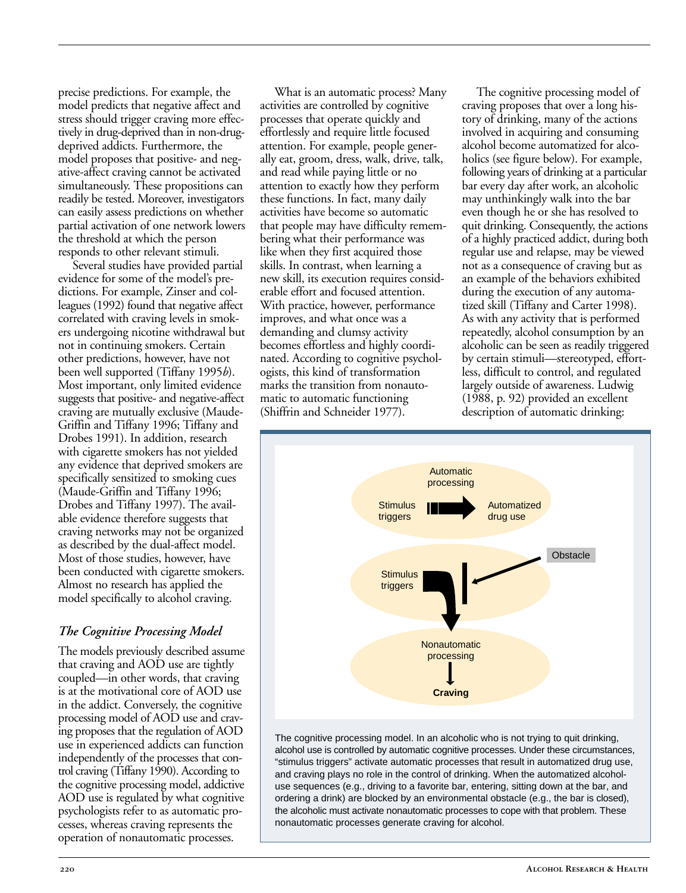precise predictions. For example, the model predicts that negative affect and stress should trigger craving more effectively in drug-deprived than in non-drug-deprived addicts. Furthermore, the model proposes that positive- and negative-affect craving cannot be activated simultaneously. These propositions can readily be tested. Moreover, investigators can easily assess predictions on whether partial activation of one network lowers the threshold at which the person responds to other relevant stimuli.

Several studies have provided partial evidence for some of the model's predictions. For example, Zinser and colleagues (1992) found that negative affect correlated with craving levels in smokers undergoing nicotine withdrawal but not in continuing smokers. Certain other predictions, however, have not been well supported (Tiffany 1995*b*). Most important, only limited evidence suggests that positive- and negative-affect craving are mutually exclusive (Maude-Griffin and Tiffany 1996; Tiffany and Drobes 1991). In addition, research with cigarette smokers has not yielded any evidence that deprived smokers are specifically sensitized to smoking cues (Maude-Griffin and Tiffany 1996; Drobes and Tiffany 1997). The available evidence therefore suggests that craving networks may not be organized as described by the dual-affect model. Most of those studies, however, have been conducted with cigarette smokers. Almost no research has applied the model specifically to alcohol craving.

### *The Cognitive Processing Model*

The models previously described assume that craving and AOD use are tightly coupled—in other words, that craving is at the motivational core of AOD use in the addict. Conversely, the cognitive processing model of AOD use and craving proposes that the regulation of AOD use in experienced addicts can function independently of the processes that control craving (Tiffany 1990). According to the cognitive processing model, addictive AOD use is regulated by what cognitive psychologists refer to as automatic processes, whereas craving represents the operation of nonautomatic processes.

What is an automatic process? Many activities are controlled by cognitive processes that operate quickly and effortlessly and require little focused attention. For example, people generally eat, groom, dress, walk, drive, talk, and read while paying little or no attention to exactly how they perform these functions. In fact, many daily activities have become so automatic that people may have difficulty remembering what their performance was like when they first acquired those skills. In contrast, when learning a new skill, its execution requires considerable effort and focused attention. With practice, however, performance improves, and what once was a demanding and clumsy activity becomes effortless and highly coordinated. According to cognitive psychologists, this kind of transformation marks the transition from nonautomatic to automatic functioning (Shiffrin and Schneider 1977).

The cognitive processing model of craving proposes that over a long history of drinking, many of the actions involved in acquiring and consuming alcohol become automatized for alcoholics (see figure below). For example, following years of drinking at a particular bar every day after work, an alcoholic may unthinkingly walk into the bar even though he or she has resolved to quit drinking. Consequently, the actions of a highly practiced addict, during both regular use and relapse, may be viewed not as a consequence of craving but as an example of the behaviors exhibited during the execution of any automatized skill (Tiffany and Carter 1998). As with any activity that is performed repeatedly, alcohol consumption by an alcoholic can be seen as readily triggered by certain stimuli—stereotyped, effortless, difficult to control, and regulated largely outside of awareness. Ludwig (1988, p. 92) provided an excellent description of automatic drinking:

The cognitive processing model. In an alcoholic who is not trying to quit drinking, alcohol use is controlled by automatic cognitive processes. Under these circumstances, "stimulus triggers" activate automatic processes that result in automatized drug use, and craving plays no role in the control of drinking. When the automatized alcohol-use sequences (e.g., driving to a favorite bar, entering, sitting down at the bar, and ordering a drink) are blocked by an environmental obstacle (e.g., the bar is closed), the alcoholic must activate nonautomatic processes to cope with that problem. These nonautomatic processes generate craving for alcohol.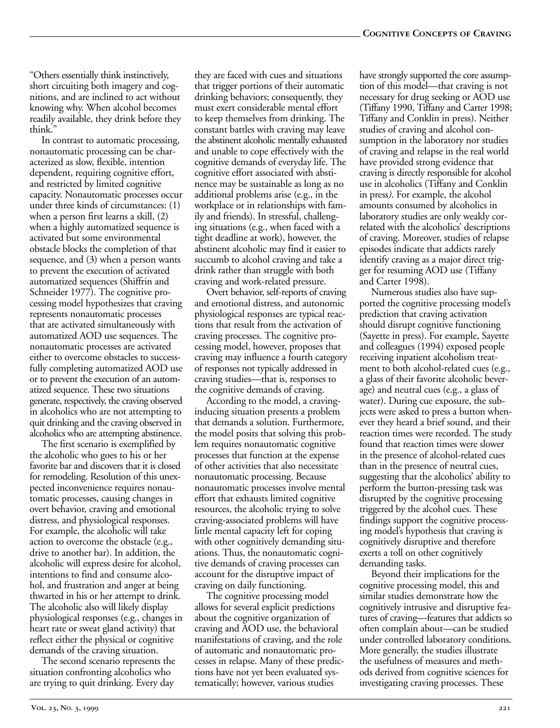"Others essentially think instinctively, short circuiting both imagery and cognitions, and are inclined to act without knowing why. When alcohol becomes readily available, they drink before they think."

In contrast to automatic processing, nonautomatic processing can be characterized as slow, flexible, intention dependent, requiring cognitive effort, and restricted by limited cognitive capacity. Nonautomatic processes occur under three kinds of circumstances: (1) when a person first learns a skill, (2) when a highly automatized sequence is activated but some environmental obstacle blocks the completion of that sequence, and (3) when a person wants to prevent the execution of activated automatized sequences (Shiffrin and Schneider 1977). The cognitive processing model hypothesizes that craving represents nonautomatic processes that are activated simultaneously with automatized AOD use sequences. The nonautomatic processes are activated either to overcome obstacles to successfully completing automatized AOD use or to prevent the execution of an automatized sequence. These two situations generate, respectively, the craving observed in alcoholics who are not attempting to quit drinking and the craving observed in alcoholics who are attempting abstinence.

The first scenario is exemplified by the alcoholic who goes to his or her favorite bar and discovers that it is closed for remodeling. Resolution of this unexpected inconvenience requires nonautomatic processes, causing changes in overt behavior, craving and emotional distress, and physiological responses. For example, the alcoholic will take action to overcome the obstacle (e.g., drive to another bar). In addition, the alcoholic will express desire for alcohol, intentions to find and consume alcohol, and frustration and anger at being thwarted in his or her attempt to drink. The alcoholic also will likely display physiological responses (e.g., changes in heart rate or sweat gland activity) that reflect either the physical or cognitive demands of the craving situation.

The second scenario represents the situation confronting alcoholics who are trying to quit drinking. Every day they are faced with cues and situations that trigger portions of their automatic drinking behaviors; consequently, they must exert considerable mental effort to keep themselves from drinking. The constant battles with craving may leave the abstinent alcoholic mentally exhausted and unable to cope effectively with the cognitive demands of everyday life. The cognitive effort associated with abstinence may be sustainable as long as no additional problems arise (e.g., in the workplace or in relationships with family and friends). In stressful, challenging situations (e.g., when faced with a tight deadline at work), however, the abstinent alcoholic may find it easier to succumb to alcohol craving and take a drink rather than struggle with both craving and work-related pressure.

Overt behavior, self-reports of craving and emotional distress, and autonomic physiological responses are typical reactions that result from the activation of craving processes. The cognitive processing model, however, proposes that craving may influence a fourth category of responses not typically addressed in craving studies—that is, responses to the cognitive demands of craving.

According to the model, a craving-inducing situation presents a problem that demands a solution. Furthermore, the model posits that solving this problem requires nonautomatic cognitive processes that function at the expense of other activities that also necessitate nonautomatic processing. Because nonautomatic processes involve mental effort that exhausts limited cognitive resources, the alcoholic trying to solve craving-associated problems will have little mental capacity left for coping with other cognitively demanding situations. Thus, the nonautomatic cognitive demands of craving processes can account for the disruptive impact of craving on daily functioning.

The cognitive processing model allows for several explicit predictions about the cognitive organization of craving and AOD use, the behavioral manifestations of craving, and the role of automatic and nonautomatic processes in relapse. Many of these predictions have not yet been evaluated systematically; however, various studies have strongly supported the core assumption of this model—that craving is not necessary for drug seeking or AOD use (Tiffany 1990, Tiffany and Carter 1998; Tiffany and Conklin in press). Neither studies of craving and alcohol consumption in the laboratory nor studies of craving and relapse in the real world have provided strong evidence that craving is directly responsible for alcohol use in alcoholics (Tiffany and Conklin in press). For example, the alcohol amounts consumed by alcoholics in laboratory studies are only weakly correlated with the alcoholics' descriptions of craving. Moreover, studies of relapse episodes indicate that addicts rarely identify craving as a major direct trigger for resuming AOD use (Tiffany and Carter 1998).

Numerous studies also have supported the cognitive processing model's prediction that craving activation should disrupt cognitive functioning (Sayette in press). For example, Sayette and colleagues (1994) exposed people receiving inpatient alcoholism treatment to both alcohol-related cues (e.g., a glass of their favorite alcoholic beverage) and neutral cues (e.g., a glass of water). During cue exposure, the subjects were asked to press a button whenever they heard a brief sound, and their reaction times were recorded. The study found that reaction times were slower in the presence of alcohol-related cues than in the presence of neutral cues, suggesting that the alcoholics' ability to perform the button-pressing task was disrupted by the cognitive processing triggered by the alcohol cues. These findings support the cognitive processing model's hypothesis that craving is cognitively disruptive and therefore exerts a toll on other cognitively demanding tasks.

Beyond their implications for the cognitive processing model, this and similar studies demonstrate how the cognitively intrusive and disruptive features of craving—features that addicts so often complain about—can be studied under controlled laboratory conditions. More generally, the studies illustrate the usefulness of measures and methods derived from cognitive sciences for investigating craving processes. These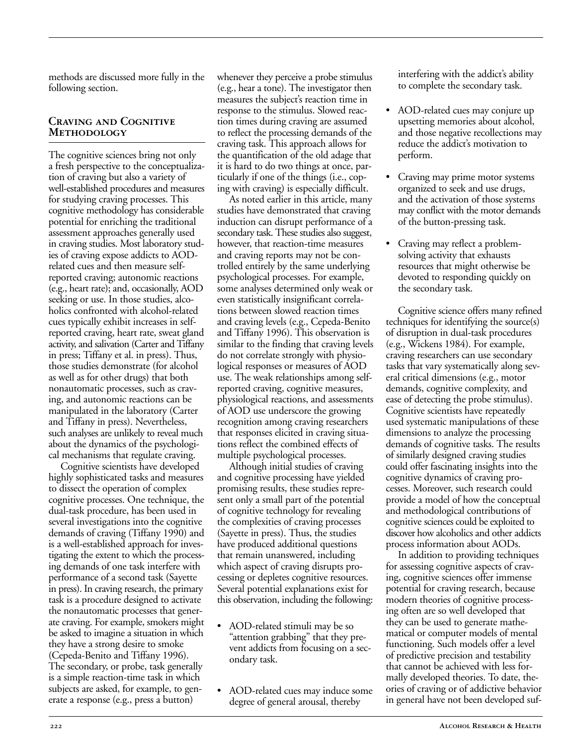methods are discussed more fully in the following section.

## Craving and Cognitive Methodology

The cognitive sciences bring not only a fresh perspective to the conceptualization of craving but also a variety of well-established procedures and measures for studying craving processes. This cognitive methodology has considerable potential for enriching the traditional assessment approaches generally used in craving studies. Most laboratory studies of craving expose addicts to AOD-related cues and then measure self-reported craving; autonomic reactions (e.g., heart rate); and, occasionally, AOD seeking or use. In those studies, alcoholics confronted with alcohol-related cues typically exhibit increases in self-reported craving, heart rate, sweat gland activity, and salivation (Carter and Tiffany in press; Tiffany et al. in press). Thus, those studies demonstrate (for alcohol as well as for other drugs) that both nonautomatic processes, such as craving, and autonomic reactions can be manipulated in the laboratory (Carter and Tiffany in press). Nevertheless, such analyses are unlikely to reveal much about the dynamics of the psychological mechanisms that regulate craving.

Cognitive scientists have developed highly sophisticated tasks and measures to dissect the operation of complex cognitive processes. One technique, the dual-task procedure, has been used in several investigations into the cognitive demands of craving (Tiffany 1990) and is a well-established approach for investigating the extent to which the processing demands of one task interfere with performance of a second task (Sayette in press). In craving research, the primary task is a procedure designed to activate the nonautomatic processes that generate craving. For example, smokers might be asked to imagine a situation in which they have a strong desire to smoke (Cepeda-Benito and Tiffany 1996). The secondary, or probe, task generally is a simple reaction-time task in which subjects are asked, for example, to generate a response (e.g., press a button) whenever they perceive a probe stimulus (e.g., hear a tone). The investigator then measures the subject's reaction time in response to the stimulus. Slowed reaction times during craving are assumed to reflect the processing demands of the craving task. This approach allows for the quantification of the old adage that it is hard to do two things at once, particularly if one of the things (i.e., coping with craving) is especially difficult.

As noted earlier in this article, many studies have demonstrated that craving induction can disrupt performance of a secondary task. These studies also suggest, however, that reaction-time measures and craving reports may not be controlled entirely by the same underlying psychological processes. For example, some analyses determined only weak or even statistically insignificant correlations between slowed reaction times and craving levels (e.g., Cepeda-Benito and Tiffany 1996). This observation is similar to the finding that craving levels do not correlate strongly with physiological responses or measures of AOD use. The weak relationships among self-reported craving, cognitive measures, physiological reactions, and assessments of AOD use underscore the growing recognition among craving researchers that responses elicited in craving situations reflect the combined effects of multiple psychological processes.

Although initial studies of craving and cognitive processing have yielded promising results, these studies represent only a small part of the potential of cognitive technology for revealing the complexities of craving processes (Sayette in press). Thus, the studies have produced additional questions that remain unanswered, including which aspect of craving disrupts processing or depletes cognitive resources. Several potential explanations exist for this observation, including the following:

- AOD-related stimuli may be so "attention grabbing" that they prevent addicts from focusing on a secondary task.
- AOD-related cues may induce some degree of general arousal, thereby interfering with the addict's ability to complete the secondary task.
- AOD-related cues may conjure up upsetting memories about alcohol, and those negative recollections may reduce the addict's motivation to perform.
- Craving may prime motor systems organized to seek and use drugs, and the activation of those systems may conflict with the motor demands of the button-pressing task.
- Craving may reflect a problem-solving activity that exhausts resources that might otherwise be devoted to responding quickly on the secondary task.

Cognitive science offers many refined techniques for identifying the source(s) of disruption in dual-task procedures (e.g., Wickens 1984). For example, craving researchers can use secondary tasks that vary systematically along several critical dimensions (e.g., motor demands, cognitive complexity, and ease of detecting the probe stimulus). Cognitive scientists have repeatedly used systematic manipulations of these dimensions to analyze the processing demands of cognitive tasks. The results of similarly designed craving studies could offer fascinating insights into the cognitive dynamics of craving processes. Moreover, such research could provide a model of how the conceptual and methodological contributions of cognitive sciences could be exploited to discover how alcoholics and other addicts process information about AODs.

In addition to providing techniques for assessing cognitive aspects of craving, cognitive sciences offer immense potential for craving research, because modern theories of cognitive processing often are so well developed that they can be used to generate mathematical or computer models of mental functioning. Such models offer a level of predictive precision and testability that cannot be achieved with less formally developed theories. To date, theories of craving or of addictive behavior in general have not been developed suf-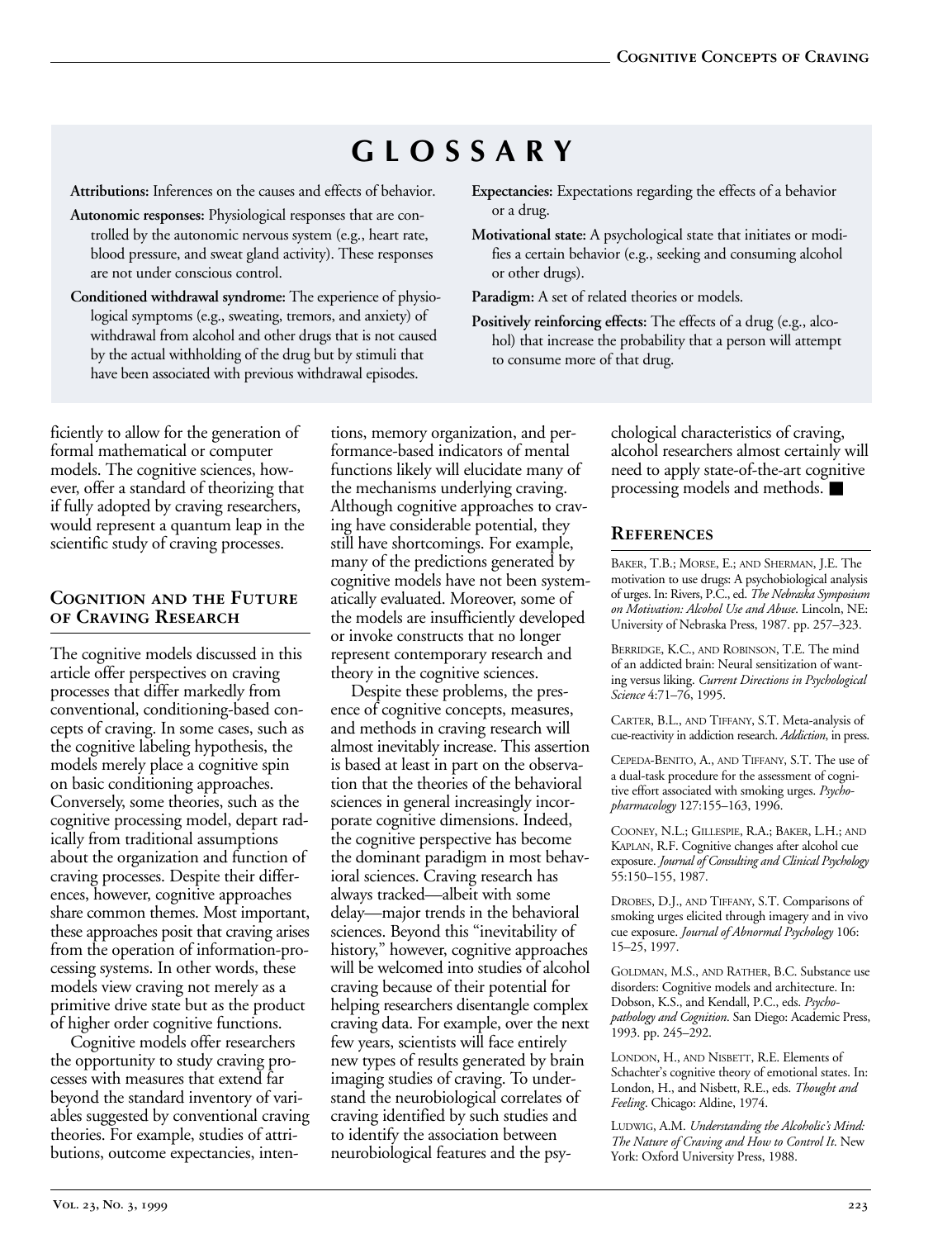## GLOSSARY

**Attributions:** Inferences on the causes and effects of behavior.

**Autonomic responses:** Physiological responses that are controlled by the autonomic nervous system (e.g., heart rate, blood pressure, and sweat gland activity). These responses are not under conscious control.

**Conditioned withdrawal syndrome:** The experience of physiological symptoms (e.g., sweating, tremors, and anxiety) of withdrawal from alcohol and other drugs that is not caused by the actual withholding of the drug but by stimuli that have been associated with previous withdrawal episodes.

**Expectancies:** Expectations regarding the effects of a behavior or a drug.

**Motivational state:** A psychological state that initiates or modifies a certain behavior (e.g., seeking and consuming alcohol or other drugs).

**Paradigm:** A set of related theories or models.

**Positively reinforcing effects:** The effects of a drug (e.g., alcohol) that increase the probability that a person will attempt to consume more of that drug.

ficiently to allow for the generation of formal mathematical or computer models. The cognitive sciences, however, offer a standard of theorizing that if fully adopted by craving researchers, would represent a quantum leap in the scientific study of craving processes.

## Cognition and the Future of Craving Research

The cognitive models discussed in this article offer perspectives on craving processes that differ markedly from conventional, conditioning-based concepts of craving. In some cases, such as the cognitive labeling hypothesis, the models merely place a cognitive spin on basic conditioning approaches. Conversely, some theories, such as the cognitive processing model, depart radically from traditional assumptions about the organization and function of craving processes. Despite their differences, however, cognitive approaches share common themes. Most important, these approaches posit that craving arises from the operation of information-processing systems. In other words, these models view craving not merely as a primitive drive state but as the product of higher order cognitive functions.

Cognitive models offer researchers the opportunity to study craving processes with measures that extend far beyond the standard inventory of variables suggested by conventional craving theories. For example, studies of attributions, outcome expectancies, intentions, memory organization, and performance-based indicators of mental functions likely will elucidate many of the mechanisms underlying craving. Although cognitive approaches to craving have considerable potential, they still have shortcomings. For example, many of the predictions generated by cognitive models have not been systematically evaluated. Moreover, some of the models are insufficiently developed or invoke constructs that no longer represent contemporary research and theory in the cognitive sciences.

Despite these problems, the presence of cognitive concepts, measures, and methods in craving research will almost inevitably increase. This assertion is based at least in part on the observation that the theories of the behavioral sciences in general increasingly incorporate cognitive dimensions. Indeed, the cognitive perspective has become the dominant paradigm in most behavioral sciences. Craving research has always tracked—albeit with some delay—major trends in the behavioral sciences. Beyond this "inevitability of history," however, cognitive approaches will be welcomed into studies of alcohol craving because of their potential for helping researchers disentangle complex craving data. For example, over the next few years, scientists will face entirely new types of results generated by brain imaging studies of craving. To understand the neurobiological correlates of craving identified by such studies and to identify the association between neurobiological features and the psychological characteristics of craving, alcohol researchers almost certainly will need to apply state-of-the-art cognitive processing models and methods. ■

## References

Baker, T.B.; Morse, E.; and Sherman, J.E. The motivation to use drugs: A psychobiological analysis of urges. In: Rivers, P.C., ed. *The Nebraska Symposium on Motivation: Alcohol Use and Abuse*. Lincoln, NE: University of Nebraska Press, 1987. pp. 257–323.

Berridge, K.C., and Robinson, T.E. The mind of an addicted brain: Neural sensitization of wanting versus liking. *Current Directions in Psychological Science* 4:71–76, 1995.

Carter, B.L., and Tiffany, S.T. Meta-analysis of cue-reactivity in addiction research. *Addiction*, in press.

Cepeda-Benito, A., and Tiffany, S.T. The use of a dual-task procedure for the assessment of cognitive effort associated with smoking urges. *Psychopharmacology* 127:155–163, 1996.

Cooney, N.L.; Gillespie, R.A.; Baker, L.H.; and Kaplan, R.F. Cognitive changes after alcohol cue exposure. *Journal of Consulting and Clinical Psychology* 55:150–155, 1987.

Drobes, D.J., and Tiffany, S.T. Comparisons of smoking urges elicited through imagery and in vivo cue exposure. *Journal of Abnormal Psychology* 106: 15–25, 1997.

Goldman, M.S., and Rather, B.C. Substance use disorders: Cognitive models and architecture. In: Dobson, K.S., and Kendall, P.C., eds. *Psychopathology and Cognition*. San Diego: Academic Press, 1993. pp. 245–292.

London, H., and Nisbett, R.E. Elements of Schachter's cognitive theory of emotional states. In: London, H., and Nisbett, R.E., eds. *Thought and Feeling*. Chicago: Aldine, 1974.

Ludwig, A.M. *Understanding the Alcoholic's Mind: The Nature of Craving and How to Control It*. New York: Oxford University Press, 1988.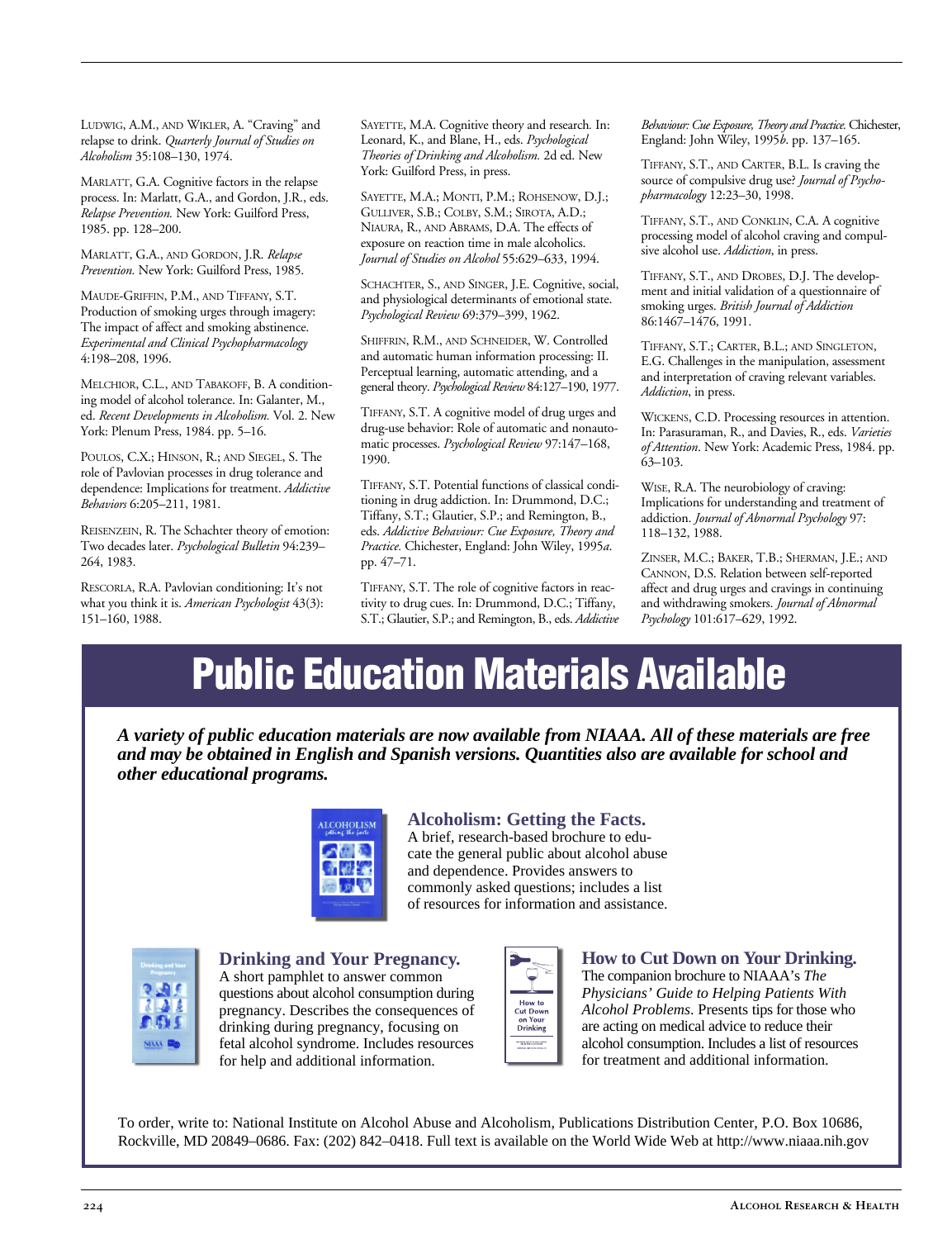LUDWIG, A.M., AND WIKLER, A. "Craving" and relapse to drink. *Quarterly Journal of Studies on Alcoholism* 35:108–130, 1974.

MARLATT, G.A. Cognitive factors in the relapse process. In: Marlatt, G.A., and Gordon, J.R., eds. *Relapse Prevention.* New York: Guilford Press, 1985. pp. 128–200.

MARLATT, G.A., AND GORDON, J.R. *Relapse Prevention.* New York: Guilford Press, 1985.

MAUDE-GRIFFIN, P.M., AND TIFFANY, S.T. Production of smoking urges through imagery: The impact of affect and smoking abstinence. *Experimental and Clinical Psychopharmacology* 4:198–208, 1996.

MELCHIOR, C.L., AND TABAKOFF, B. A conditioning model of alcohol tolerance. In: Galanter, M., ed. *Recent Developments in Alcoholism.* Vol. 2. New York: Plenum Press, 1984. pp. 5–16.

POULOS, C.X.; HINSON, R.; AND SIEGEL, S. The role of Pavlovian processes in drug tolerance and dependence: Implications for treatment. *Addictive Behaviors* 6:205–211, 1981.

REISENZEIN, R. The Schachter theory of emotion: Two decades later. *Psychological Bulletin* 94:239–264, 1983.

RESCORLA, R.A. Pavlovian conditioning: It's not what you think it is. *American Psychologist* 43(3): 151–160, 1988.

SAYETTE, M.A. Cognitive theory and research. In: Leonard, K., and Blane, H., eds. *Psychological Theories of Drinking and Alcoholism.* 2d ed. New York: Guilford Press, in press.

SAYETTE, M.A.; MONTI, P.M.; ROHSENOW, D.J.; GULLIVER, S.B.; COLBY, S.M.; SIROTA, A.D.; NIAURA, R., AND ABRAMS, D.A. The effects of exposure on reaction time in male alcoholics. *Journal of Studies on Alcohol* 55:629–633, 1994.

SCHACHTER, S., AND SINGER, J.E. Cognitive, social, and physiological determinants of emotional state. *Psychological Review* 69:379–399, 1962.

SHIFFRIN, R.M., AND SCHNEIDER, W. Controlled and automatic human information processing: II. Perceptual learning, automatic attending, and a general theory. *Psychological Review* 84:127–190, 1977.

TIFFANY, S.T. A cognitive model of drug urges and drug-use behavior: Role of automatic and nonautomatic processes. *Psychological Review* 97:147–168, 1990.

TIFFANY, S.T. Potential functions of classical conditioning in drug addiction. In: Drummond, D.C.; Tiffany, S.T.; Glautier, S.P.; and Remington, B., eds. *Addictive Behaviour: Cue Exposure, Theory and Practice.* Chichester, England: John Wiley, 1995*a*. pp. 47–71.

TIFFANY, S.T. The role of cognitive factors in reactivity to drug cues. In: Drummond, D.C.; Tiffany, S.T.; Glautier, S.P.; and Remington, B., eds. *Addictive Behaviour: Cue Exposure, Theory and Practice.* Chichester, England: John Wiley, 1995*b*. pp. 137–165.

TIFFANY, S.T., AND CARTER, B.L. Is craving the source of compulsive drug use? *Journal of Psychopharmacology* 12:23–30, 1998.

TIFFANY, S.T., AND CONKLIN, C.A. A cognitive processing model of alcohol craving and compulsive alcohol use. *Addiction*, in press.

TIFFANY, S.T., AND DROBES, D.J. The development and initial validation of a questionnaire of smoking urges. *British Journal of Addiction* 86:1467–1476, 1991.

TIFFANY, S.T.; CARTER, B.L.; AND SINGLETON, E.G. Challenges in the manipulation, assessment and interpretation of craving relevant variables. *Addiction*, in press.

WICKENS, C.D. Processing resources in attention. In: Parasuraman, R., and Davies, R., eds. *Varieties of Attention*. New York: Academic Press, 1984. pp. 63–103.

WISE, R.A. The neurobiology of craving: Implications for understanding and treatment of addiction. *Journal of Abnormal Psychology* 97: 118–132, 1988.

ZINSER, M.C.; BAKER, T.B.; SHERMAN, J.E.; AND CANNON, D.S. Relation between self-reported affect and drug urges and cravings in continuing and withdrawing smokers. *Journal of Abnormal Psychology* 101:617–629, 1992.

# Public Education Materials Available

***A variety of public education materials are now available from NIAAA. All of these materials are free and may be obtained in English and Spanish versions. Quantities also are available for school and other educational programs.***

### Alcoholism: Getting the Facts.

A brief, research-based brochure to educate the general public about alcohol abuse and dependence. Provides answers to commonly asked questions; includes a list of resources for information and assistance.

### Drinking and Your Pregnancy.

A short pamphlet to answer common questions about alcohol consumption during pregnancy. Describes the consequences of drinking during pregnancy, focusing on fetal alcohol syndrome. Includes resources for help and additional information.

### How to Cut Down on Your Drinking.

The companion brochure to NIAAA's *The Physicians' Guide to Helping Patients With Alcohol Problems*. Presents tips for those who are acting on medical advice to reduce their alcohol consumption. Includes a list of resources for treatment and additional information.

To order, write to: National Institute on Alcohol Abuse and Alcoholism, Publications Distribution Center, P.O. Box 10686, Rockville, MD 20849–0686. Fax: (202) 842–0418. Full text is available on the World Wide Web at http://www.niaaa.nih.gov